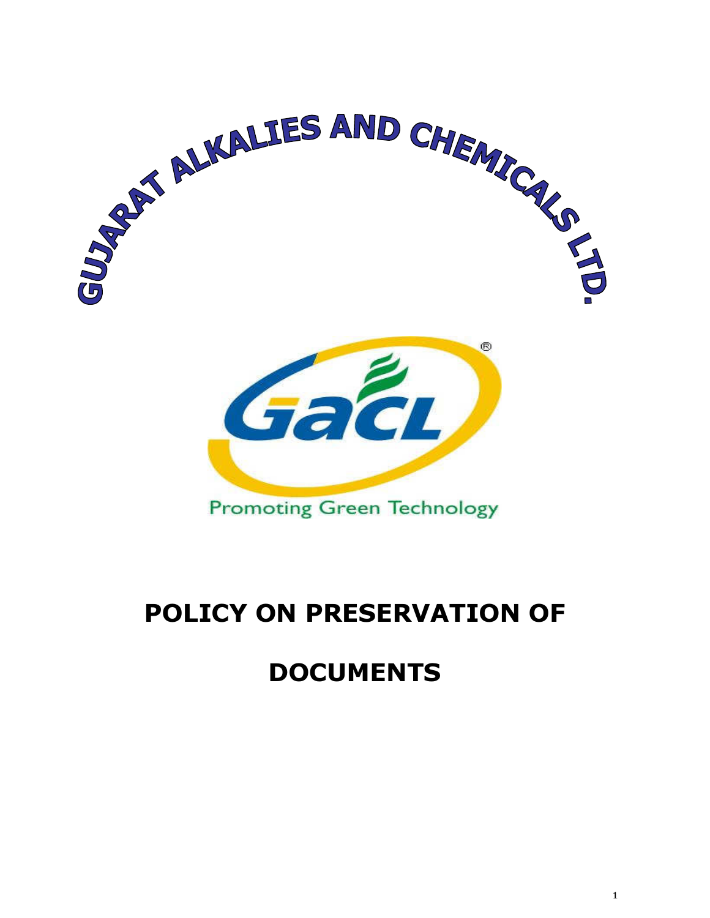GUJARAT ALKALIES AND CHEMICALS LTD.

GACL

Promoting Green Technology

# POLICY ON PRESERVATION OF DOCUMENTS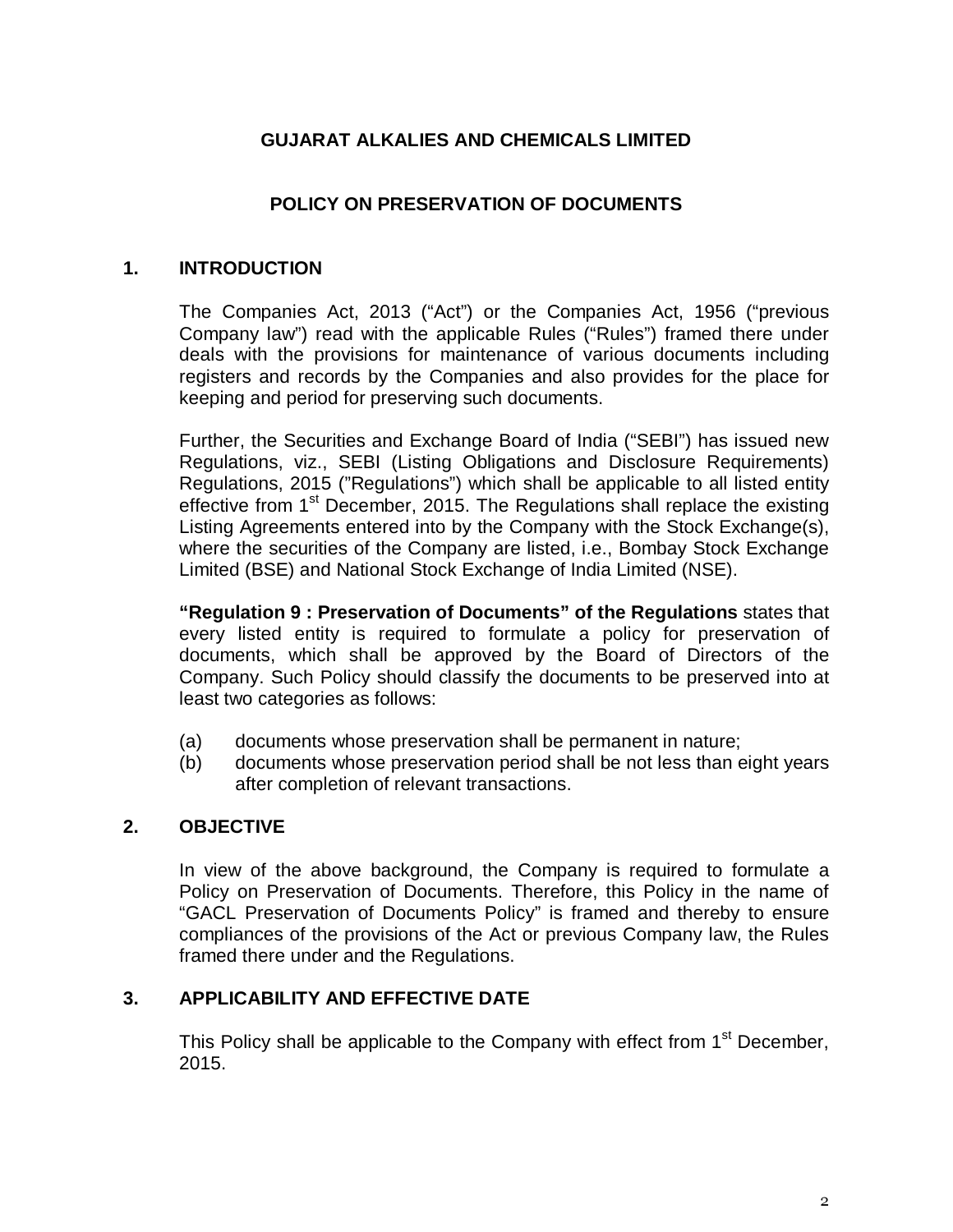**GUJARAT ALKALIES AND CHEMICALS LIMITED**

**POLICY ON PRESERVATION OF DOCUMENTS**

## 1. INTRODUCTION

The Companies Act, 2013 ("Act") or the Companies Act, 1956 ("previous Company law") read with the applicable Rules ("Rules") framed there under deals with the provisions for maintenance of various documents including registers and records by the Companies and also provides for the place for keeping and period for preserving such documents.

Further, the Securities and Exchange Board of India ("SEBI") has issued new Regulations, viz., SEBI (Listing Obligations and Disclosure Requirements) Regulations, 2015 ("Regulations") which shall be applicable to all listed entity effective from 1st December, 2015. The Regulations shall replace the existing Listing Agreements entered into by the Company with the Stock Exchange(s), where the securities of the Company are listed, i.e., Bombay Stock Exchange Limited (BSE) and National Stock Exchange of India Limited (NSE).

**"Regulation 9 : Preservation of Documents" of the Regulations** states that every listed entity is required to formulate a policy for preservation of documents, which shall be approved by the Board of Directors of the Company. Such Policy should classify the documents to be preserved into at least two categories as follows:

(a) documents whose preservation shall be permanent in nature;

(b) documents whose preservation period shall be not less than eight years after completion of relevant transactions.

## 2. OBJECTIVE

In view of the above background, the Company is required to formulate a Policy on Preservation of Documents. Therefore, this Policy in the name of "GACL Preservation of Documents Policy" is framed and thereby to ensure compliances of the provisions of the Act or previous Company law, the Rules framed there under and the Regulations.

## 3. APPLICABILITY AND EFFECTIVE DATE

This Policy shall be applicable to the Company with effect from 1st December, 2015.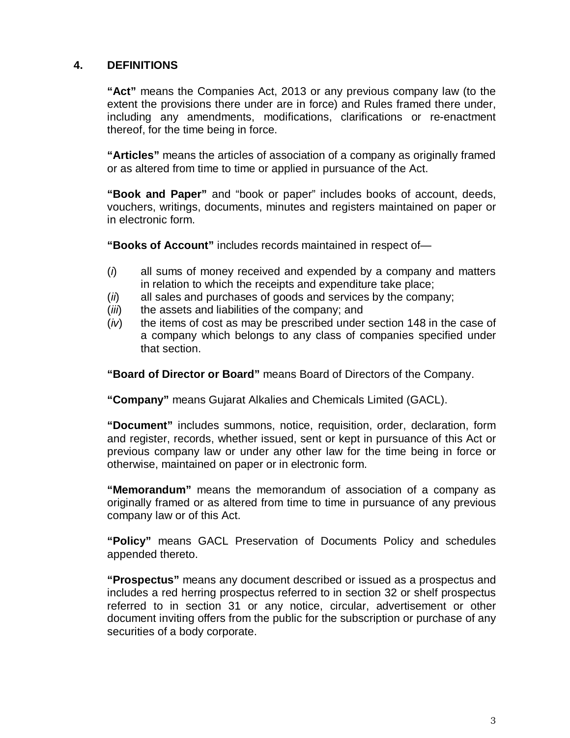## 4. DEFINITIONS

**"Act"** means the Companies Act, 2013 or any previous company law (to the extent the provisions there under are in force) and Rules framed there under, including any amendments, modifications, clarifications or re-enactment thereof, for the time being in force.

**"Articles"** means the articles of association of a company as originally framed or as altered from time to time or applied in pursuance of the Act.

**"Book and Paper"** and "book or paper" includes books of account, deeds, vouchers, writings, documents, minutes and registers maintained on paper or in electronic form.

**"Books of Account"** includes records maintained in respect of—

- (*i*) all sums of money received and expended by a company and matters in relation to which the receipts and expenditure take place;
- (*ii*) all sales and purchases of goods and services by the company;
- (*iii*) the assets and liabilities of the company; and
- (*iv*) the items of cost as may be prescribed under section 148 in the case of a company which belongs to any class of companies specified under that section.

**"Board of Director or Board"** means Board of Directors of the Company.

**"Company"** means Gujarat Alkalies and Chemicals Limited (GACL).

**"Document"** includes summons, notice, requisition, order, declaration, form and register, records, whether issued, sent or kept in pursuance of this Act or previous company law or under any other law for the time being in force or otherwise, maintained on paper or in electronic form.

**"Memorandum"** means the memorandum of association of a company as originally framed or as altered from time to time in pursuance of any previous company law or of this Act.

**"Policy"** means GACL Preservation of Documents Policy and schedules appended thereto.

**"Prospectus"** means any document described or issued as a prospectus and includes a red herring prospectus referred to in section 32 or shelf prospectus referred to in section 31 or any notice, circular, advertisement or other document inviting offers from the public for the subscription or purchase of any securities of a body corporate.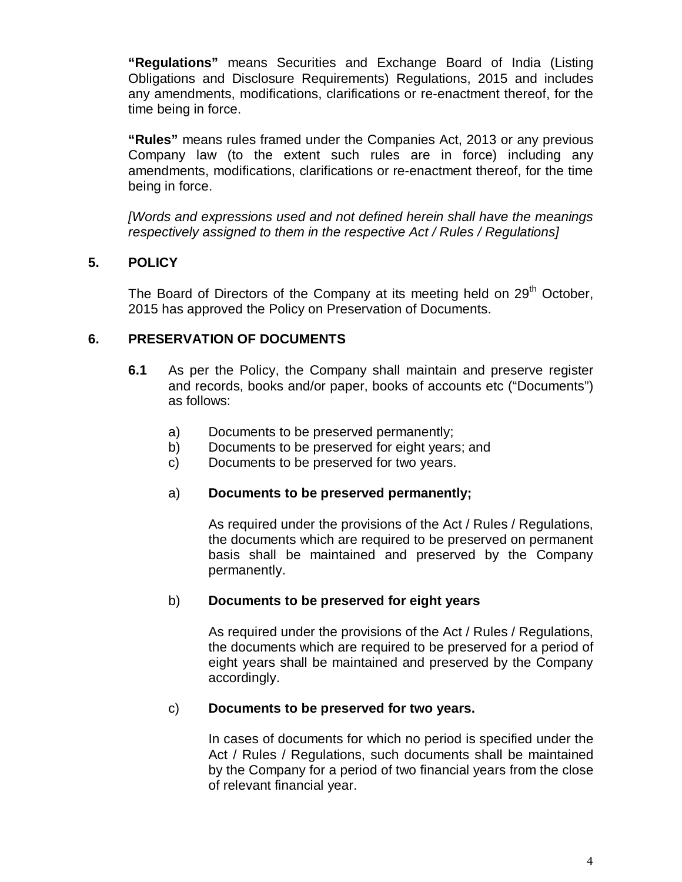**"Regulations"** means Securities and Exchange Board of India (Listing Obligations and Disclosure Requirements) Regulations, 2015 and includes any amendments, modifications, clarifications or re-enactment thereof, for the time being in force.

**"Rules"** means rules framed under the Companies Act, 2013 or any previous Company law (to the extent such rules are in force) including any amendments, modifications, clarifications or re-enactment thereof, for the time being in force.

*[Words and expressions used and not defined herein shall have the meanings respectively assigned to them in the respective Act / Rules / Regulations]*

## 5. POLICY

The Board of Directors of the Company at its meeting held on 29th October, 2015 has approved the Policy on Preservation of Documents.

## 6. PRESERVATION OF DOCUMENTS

**6.1** As per the Policy, the Company shall maintain and preserve register and records, books and/or paper, books of accounts etc ("Documents") as follows:

a) Documents to be preserved permanently;
b) Documents to be preserved for eight years; and
c) Documents to be preserved for two years.

a) **Documents to be preserved permanently;**

As required under the provisions of the Act / Rules / Regulations, the documents which are required to be preserved on permanent basis shall be maintained and preserved by the Company permanently.

b) **Documents to be preserved for eight years**

As required under the provisions of the Act / Rules / Regulations, the documents which are required to be preserved for a period of eight years shall be maintained and preserved by the Company accordingly.

c) **Documents to be preserved for two years.**

In cases of documents for which no period is specified under the Act / Rules / Regulations, such documents shall be maintained by the Company for a period of two financial years from the close of relevant financial year.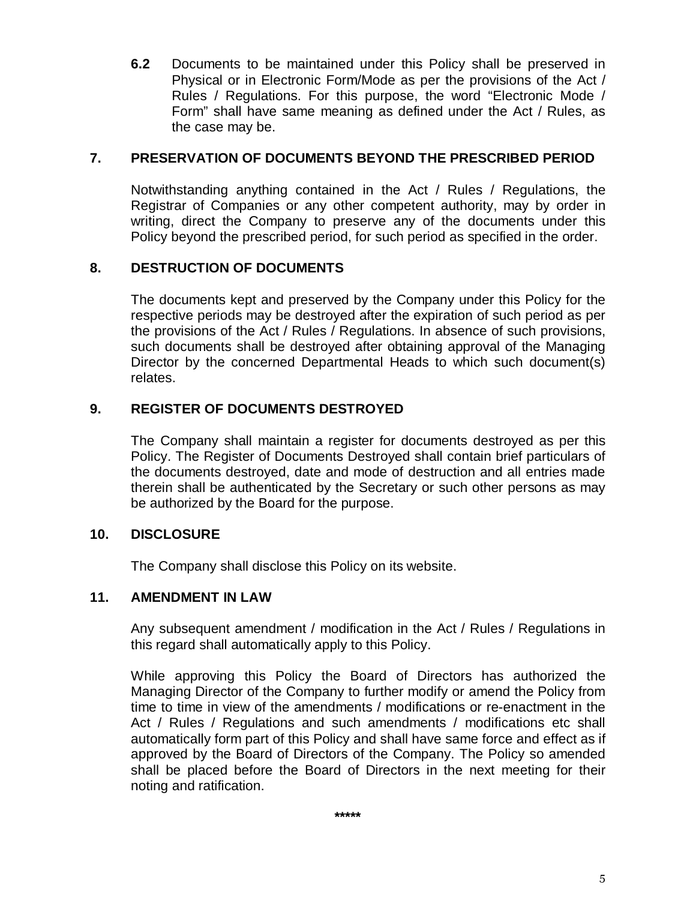**6.2** Documents to be maintained under this Policy shall be preserved in Physical or in Electronic Form/Mode as per the provisions of the Act / Rules / Regulations. For this purpose, the word "Electronic Mode / Form" shall have same meaning as defined under the Act / Rules, as the case may be.

## 7. PRESERVATION OF DOCUMENTS BEYOND THE PRESCRIBED PERIOD

Notwithstanding anything contained in the Act / Rules / Regulations, the Registrar of Companies or any other competent authority, may by order in writing, direct the Company to preserve any of the documents under this Policy beyond the prescribed period, for such period as specified in the order.

## 8. DESTRUCTION OF DOCUMENTS

The documents kept and preserved by the Company under this Policy for the respective periods may be destroyed after the expiration of such period as per the provisions of the Act / Rules / Regulations. In absence of such provisions, such documents shall be destroyed after obtaining approval of the Managing Director by the concerned Departmental Heads to which such document(s) relates.

## 9. REGISTER OF DOCUMENTS DESTROYED

The Company shall maintain a register for documents destroyed as per this Policy. The Register of Documents Destroyed shall contain brief particulars of the documents destroyed, date and mode of destruction and all entries made therein shall be authenticated by the Secretary or such other persons as may be authorized by the Board for the purpose.

## 10. DISCLOSURE

The Company shall disclose this Policy on its website.

## 11. AMENDMENT IN LAW

Any subsequent amendment / modification in the Act / Rules / Regulations in this regard shall automatically apply to this Policy.

While approving this Policy the Board of Directors has authorized the Managing Director of the Company to further modify or amend the Policy from time to time in view of the amendments / modifications or re-enactment in the Act / Rules / Regulations and such amendments / modifications etc shall automatically form part of this Policy and shall have same force and effect as if approved by the Board of Directors of the Company. The Policy so amended shall be placed before the Board of Directors in the next meeting for their noting and ratification.

**\*\*\*\*\***